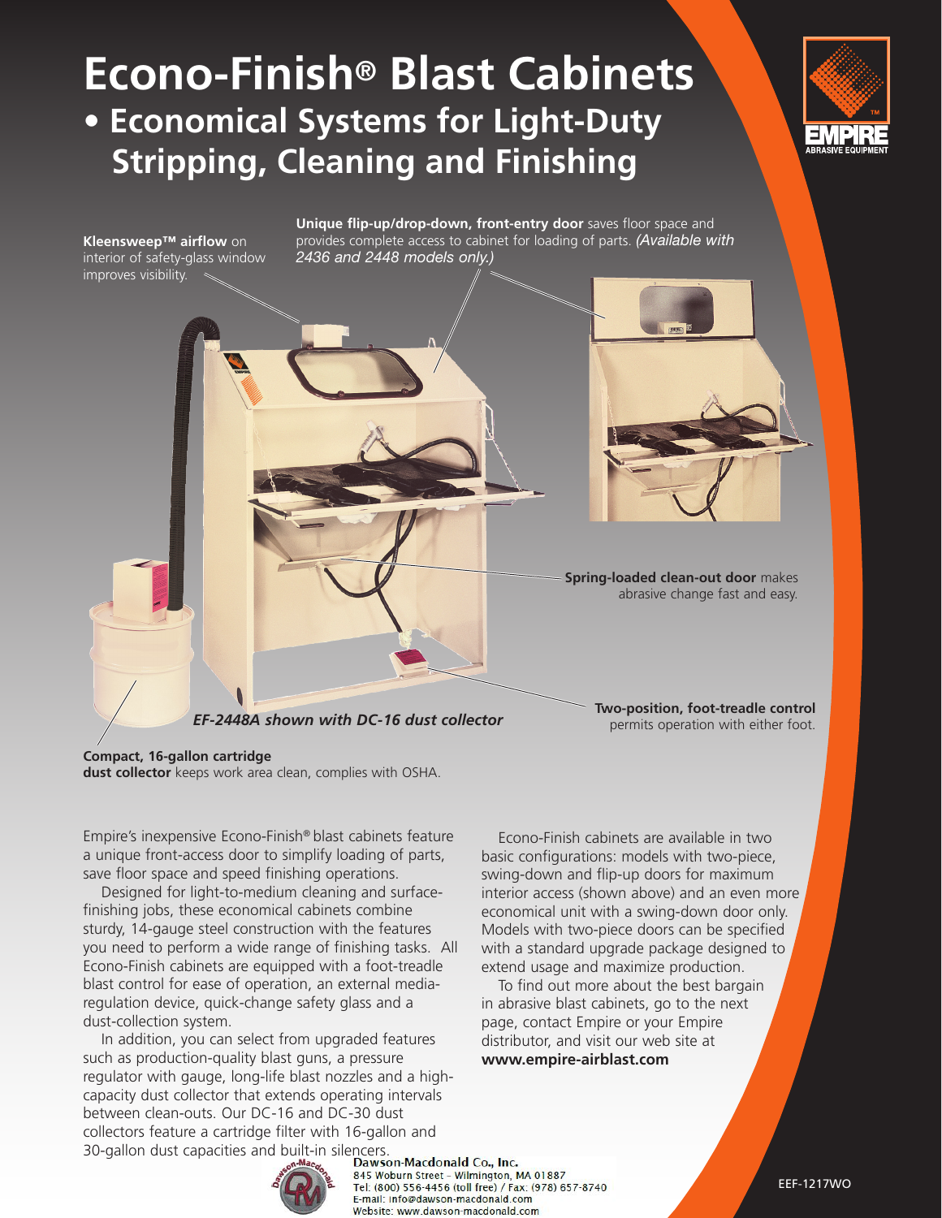# Econo-Finish® Blast Cabinets

## • Economical Systems for Light-Duty Stripping, Cleaning and Finishing

**Kleensweep™ airflow** on interior of safety-glass window improves visibility.

**Unique flip-up/drop-down, front-entry door** saves floor space and provides complete access to cabinet for loading of parts. *(Available with 2436 and 2448 models only.)*

**Spring-loaded clean-out door** makes abrasive change fast and easy.

**Two-position, foot-treadle control** permits operation with either foot.

***EF-2448A shown with DC-16 dust collector***

**Compact, 16-gallon cartridge dust collector** keeps work area clean, complies with OSHA.

Empire's inexpensive Econo-Finish® blast cabinets feature a unique front-access door to simplify loading of parts, save floor space and speed finishing operations.

Designed for light-to-medium cleaning and surface-finishing jobs, these economical cabinets combine sturdy, 14-gauge steel construction with the features you need to perform a wide range of finishing tasks. All Econo-Finish cabinets are equipped with a foot-treadle blast control for ease of operation, an external media-regulation device, quick-change safety glass and a dust-collection system.

In addition, you can select from upgraded features such as production-quality blast guns, a pressure regulator with gauge, long-life blast nozzles and a high-capacity dust collector that extends operating intervals between clean-outs. Our DC-16 and DC-30 dust collectors feature a cartridge filter with 16-gallon and 30-gallon dust capacities and built-in silencers.

Econo-Finish cabinets are available in two basic configurations: models with two-piece, swing-down and flip-up doors for maximum interior access (shown above) and an even more economical unit with a swing-down door only. Models with two-piece doors can be specified with a standard upgrade package designed to extend usage and maximize production.

To find out more about the best bargain in abrasive blast cabinets, go to the next page, contact Empire or your Empire distributor, and visit our web site at **www.empire-airblast.com**

Dawson-Macdonald Co., Inc.
845 Woburn Street - Wilmington, MA 01887
Tel: (800) 556-4456 (toll free) / Fax: (978) 657-8740
E-mail: info@dawson-macdonald.com
Website: www.dawson-macdonald.com

EEF-1217WO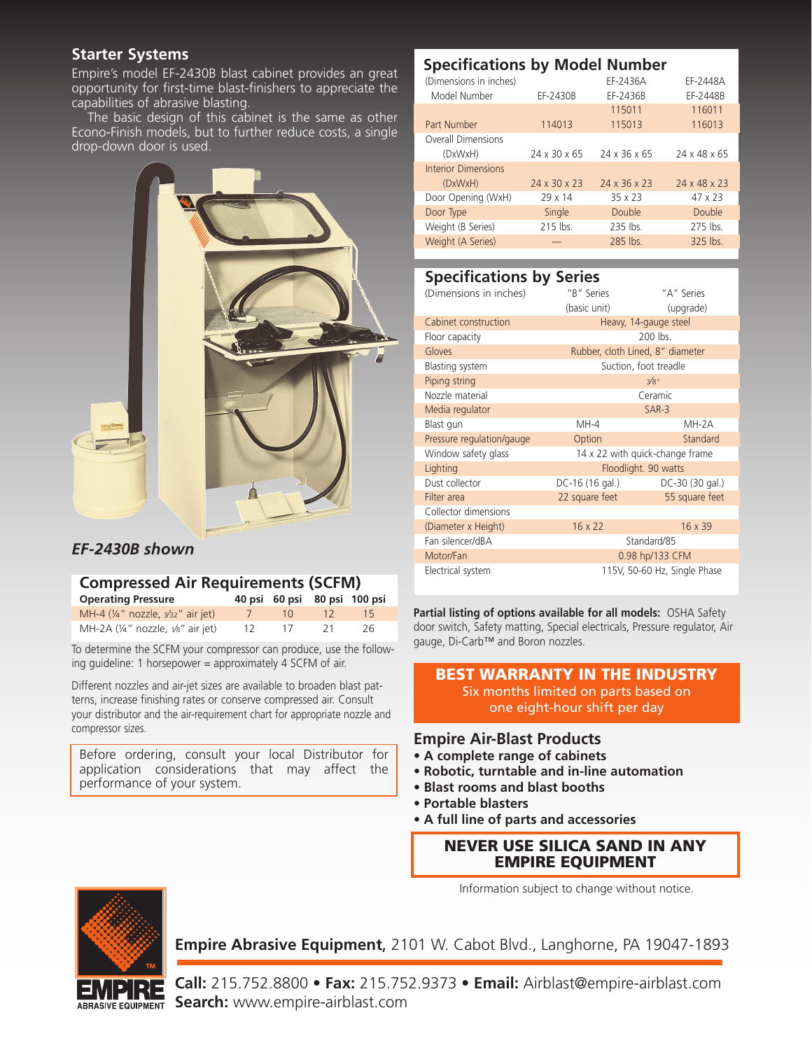## Starter Systems

Empire's model EF-2430B blast cabinet provides an great opportunity for first-time blast-finishers to appreciate the capabilities of abrasive blasting.

The basic design of this cabinet is the same as other Econo-Finish models, but to further reduce costs, a single drop-down door is used.

*EF-2430B shown*

## Compressed Air Requirements (SCFM)

| Operating Pressure | 40 psi | 60 psi | 80 psi | 100 psi |
|---|---|---|---|---|
| MH-4 (¼" nozzle, 3⁄32" air jet) | 7 | 10 | 12 | 15 |
| MH-2A (¼" nozzle, ⅛" air jet) | 12 | 17 | 21 | 26 |

To determine the SCFM your compressor can produce, use the following guideline: 1 horsepower = approximately 4 SCFM of air.

Different nozzles and air-jet sizes are available to broaden blast patterns, increase finishing rates or conserve compressed air. Consult your distributor and the air-requirement chart for appropriate nozzle and compressor sizes.

Before ordering, consult your local Distributor for application considerations that may affect the performance of your system.

## Specifications by Model Number

| (Dimensions in inches) Model Number | EF-2430B | EF-2436A EF-2436B | EF-2448A EF-2448B |
|---|---|---|---|
| Part Number | 114013 | 115011 115013 | 116011 116013 |
| Overall Dimensions (DxWxH) | 24 x 30 x 65 | 24 x 36 x 65 | 24 x 48 x 65 |
| Interior Dimensions (DxWxH) | 24 x 30 x 23 | 24 x 36 x 23 | 24 x 48 x 23 |
| Door Opening (WxH) | 29 x 14 | 35 x 23 | 47 x 23 |
| Door Type | Single | Double | Double |
| Weight (B Series) | 215 lbs. | 235 lbs. | 275 lbs. |
| Weight (A Series) | — | 285 lbs. | 325 lbs. |

## Specifications by Series

| (Dimensions in inches) | "B" Series (basic unit) | "A" Series (upgrade) |
|---|---|---|
| Cabinet construction | Heavy, 14-gauge steel | |
| Floor capacity | 200 lbs. | |
| Gloves | Rubber, cloth Lined, 8" diameter | |
| Blasting system | Suction, foot treadle | |
| Piping string | ⅜" | |
| Nozzle material | Ceramic | |
| Media regulator | SAR-3 | |
| Blast gun | MH-4 | MH-2A |
| Pressure regulation/gauge | Option | Standard |
| Window safety glass | 14 x 22 with quick-change frame | |
| Lighting | Floodlight. 90 watts | |
| Dust collector | DC-16 (16 gal.) | DC-30 (30 gal.) |
| Filter area | 22 square feet | 55 square feet |
| Collector dimensions (Diameter x Height) | 16 x 22 | 16 x 39 |
| Fan silencer/dBA | Standard/85 | |
| Motor/Fan | 0.98 hp/133 CFM | |
| Electrical system | 115V, 50-60 Hz, Single Phase | |

**Partial listing of options available for all models:** OSHA Safety door switch, Safety matting, Special electricals, Pressure regulator, Air gauge, Di-Carb™ and Boron nozzles.

**BEST WARRANTY IN THE INDUSTRY**
Six months limited on parts based on one eight-hour shift per day

## Empire Air-Blast Products

- **A complete range of cabinets**
- **Robotic, turntable and in-line automation**
- **Blast rooms and blast booths**
- **Portable blasters**
- **A full line of parts and accessories**

**NEVER USE SILICA SAND IN ANY EMPIRE EQUIPMENT**

Information subject to change without notice.

EMPIRE ABRASIVE EQUIPMENT

**Empire Abrasive Equipment,** 2101 W. Cabot Blvd., Langhorne, PA 19047-1893

**Call:** 215.752.8800 • **Fax:** 215.752.9373 • **Email:** Airblast@empire-airblast.com
**Search:** www.empire-airblast.com